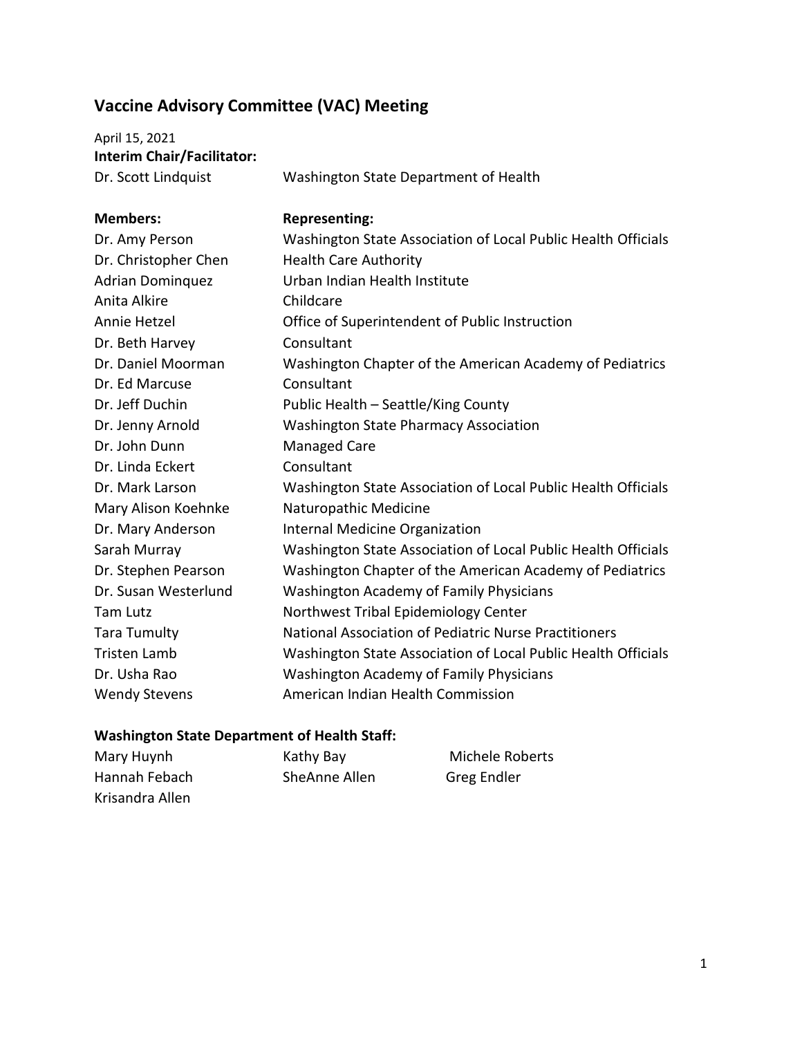## Vaccine Advisory Committee (VAC) Meeting

April 15, 2021

**Interim Chair/Facilitator:**

| | |
|---|---|
| Dr. Scott Lindquist | Washington State Department of Health |

| **Members:** | **Representing:** |
|---|---|
| Dr. Amy Person | Washington State Association of Local Public Health Officials |
| Dr. Christopher Chen | Health Care Authority |
| Adrian Dominquez | Urban Indian Health Institute |
| Anita Alkire | Childcare |
| Annie Hetzel | Office of Superintendent of Public Instruction |
| Dr. Beth Harvey | Consultant |
| Dr. Daniel Moorman | Washington Chapter of the American Academy of Pediatrics |
| Dr. Ed Marcuse | Consultant |
| Dr. Jeff Duchin | Public Health – Seattle/King County |
| Dr. Jenny Arnold | Washington State Pharmacy Association |
| Dr. John Dunn | Managed Care |
| Dr. Linda Eckert | Consultant |
| Dr. Mark Larson | Washington State Association of Local Public Health Officials |
| Mary Alison Koehnke | Naturopathic Medicine |
| Dr. Mary Anderson | Internal Medicine Organization |
| Sarah Murray | Washington State Association of Local Public Health Officials |
| Dr. Stephen Pearson | Washington Chapter of the American Academy of Pediatrics |
| Dr. Susan Westerlund | Washington Academy of Family Physicians |
| Tam Lutz | Northwest Tribal Epidemiology Center |
| Tara Tumulty | National Association of Pediatric Nurse Practitioners |
| Tristen Lamb | Washington State Association of Local Public Health Officials |
| Dr. Usha Rao | Washington Academy of Family Physicians |
| Wendy Stevens | American Indian Health Commission |

**Washington State Department of Health Staff:**

| | | |
|---|---|---|
| Mary Huynh | Kathy Bay | Michele Roberts |
| Hannah Febach | SheAnne Allen | Greg Endler |
| Krisandra Allen | | |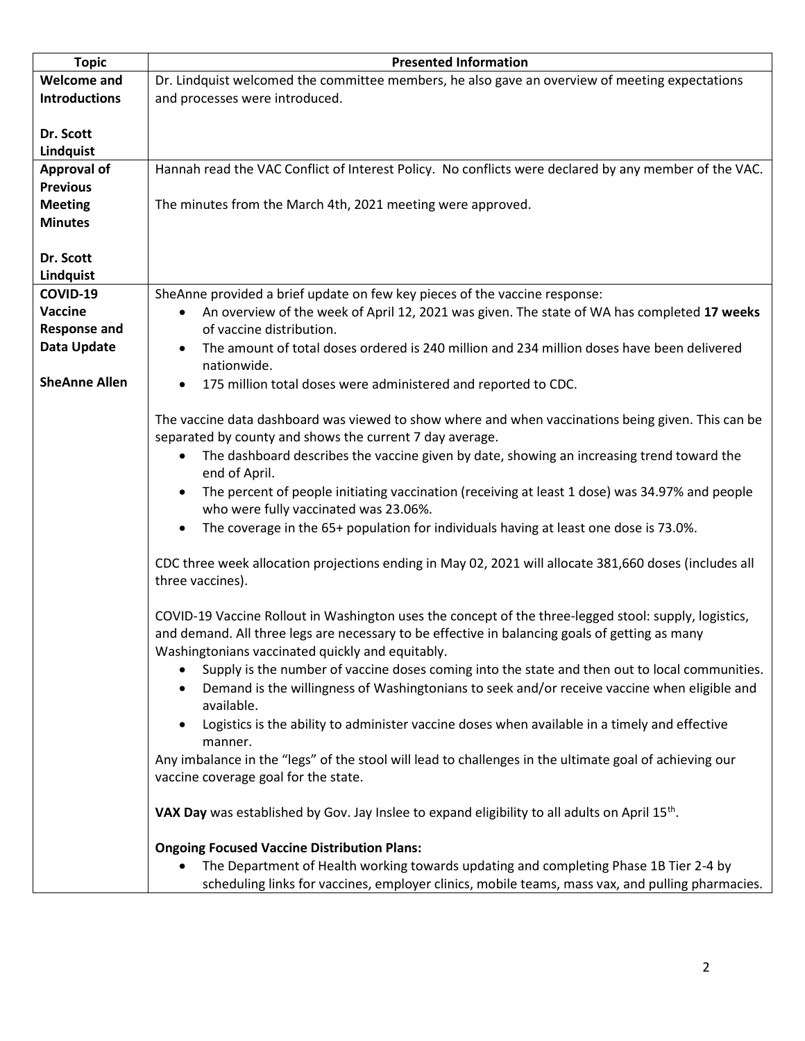| Topic | Presented Information |
|---|---|
| **Welcome and Introductions**<br><br>**Dr. Scott Lindquist** | Dr. Lindquist welcomed the committee members, he also gave an overview of meeting expectations and processes were introduced. |
| **Approval of Previous Meeting Minutes**<br><br>**Dr. Scott Lindquist** | Hannah read the VAC Conflict of Interest Policy. No conflicts were declared by any member of the VAC.<br><br>The minutes from the March 4th, 2021 meeting were approved. |
| **COVID-19 Vaccine Response and Data Update**<br><br>**SheAnne Allen** | SheAnne provided a brief update on few key pieces of the vaccine response:<br>• An overview of the week of April 12, 2021 was given. The state of WA has completed **17 weeks** of vaccine distribution.<br>• The amount of total doses ordered is 240 million and 234 million doses have been delivered nationwide.<br>• 175 million total doses were administered and reported to CDC.<br><br>The vaccine data dashboard was viewed to show where and when vaccinations being given. This can be separated by county and shows the current 7 day average.<br>• The dashboard describes the vaccine given by date, showing an increasing trend toward the end of April.<br>• The percent of people initiating vaccination (receiving at least 1 dose) was 34.97% and people who were fully vaccinated was 23.06%.<br>• The coverage in the 65+ population for individuals having at least one dose is 73.0%.<br><br>CDC three week allocation projections ending in May 02, 2021 will allocate 381,660 doses (includes all three vaccines).<br><br>COVID-19 Vaccine Rollout in Washington uses the concept of the three-legged stool: supply, logistics, and demand. All three legs are necessary to be effective in balancing goals of getting as many Washingtonians vaccinated quickly and equitably.<br>• Supply is the number of vaccine doses coming into the state and then out to local communities.<br>• Demand is the willingness of Washingtonians to seek and/or receive vaccine when eligible and available.<br>• Logistics is the ability to administer vaccine doses when available in a timely and effective manner.<br>Any imbalance in the "legs" of the stool will lead to challenges in the ultimate goal of achieving our vaccine coverage goal for the state.<br><br>**VAX Day** was established by Gov. Jay Inslee to expand eligibility to all adults on April 15th.<br><br>**Ongoing Focused Vaccine Distribution Plans:**<br>• The Department of Health working towards updating and completing Phase 1B Tier 2-4 by scheduling links for vaccines, employer clinics, mobile teams, mass vax, and pulling pharmacies. |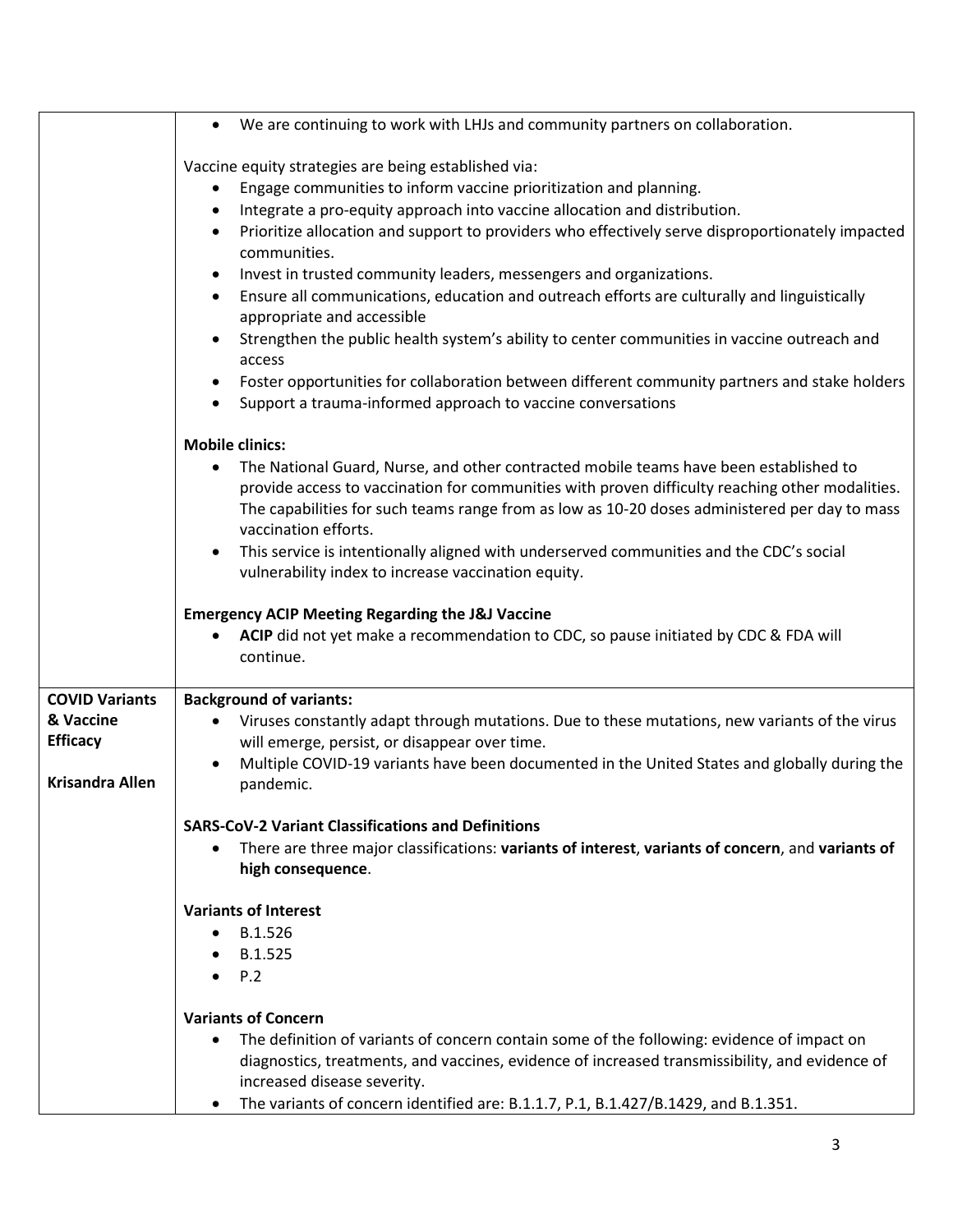| | |
|---|---|
| | <ul><li>We are continuing to work with LHJs and community partners on collaboration.</li></ul>Vaccine equity strategies are being established via:<ul><li>Engage communities to inform vaccine prioritization and planning.</li><li>Integrate a pro-equity approach into vaccine allocation and distribution.</li><li>Prioritize allocation and support to providers who effectively serve disproportionately impacted communities.</li><li>Invest in trusted community leaders, messengers and organizations.</li><li>Ensure all communications, education and outreach efforts are culturally and linguistically appropriate and accessible</li><li>Strengthen the public health system's ability to center communities in vaccine outreach and access</li><li>Foster opportunities for collaboration between different community partners and stake holders</li><li>Support a trauma-informed approach to vaccine conversations</li></ul>**Mobile clinics:**<ul><li>The National Guard, Nurse, and other contracted mobile teams have been established to provide access to vaccination for communities with proven difficulty reaching other modalities. The capabilities for such teams range from as low as 10-20 doses administered per day to mass vaccination efforts.</li><li>This service is intentionally aligned with underserved communities and the CDC's social vulnerability index to increase vaccination equity.</li></ul>**Emergency ACIP Meeting Regarding the J&J Vaccine**<ul><li>**ACIP** did not yet make a recommendation to CDC, so pause initiated by CDC & FDA will continue.</li></ul> |
| **COVID Variants & Vaccine Efficacy**<br><br>**Krisandra Allen** | **Background of variants:**<ul><li>Viruses constantly adapt through mutations. Due to these mutations, new variants of the virus will emerge, persist, or disappear over time.</li><li>Multiple COVID-19 variants have been documented in the United States and globally during the pandemic.</li></ul>**SARS-CoV-2 Variant Classifications and Definitions**<ul><li>There are three major classifications: **variants of interest**, **variants of concern**, and **variants of high consequence**.</li></ul>**Variants of Interest**<ul><li>B.1.526</li><li>B.1.525</li><li>P.2</li></ul>**Variants of Concern**<ul><li>The definition of variants of concern contain some of the following: evidence of impact on diagnostics, treatments, and vaccines, evidence of increased transmissibility, and evidence of increased disease severity.</li><li>The variants of concern identified are: B.1.1.7, P.1, B.1.427/B.1429, and B.1.351.</li></ul> |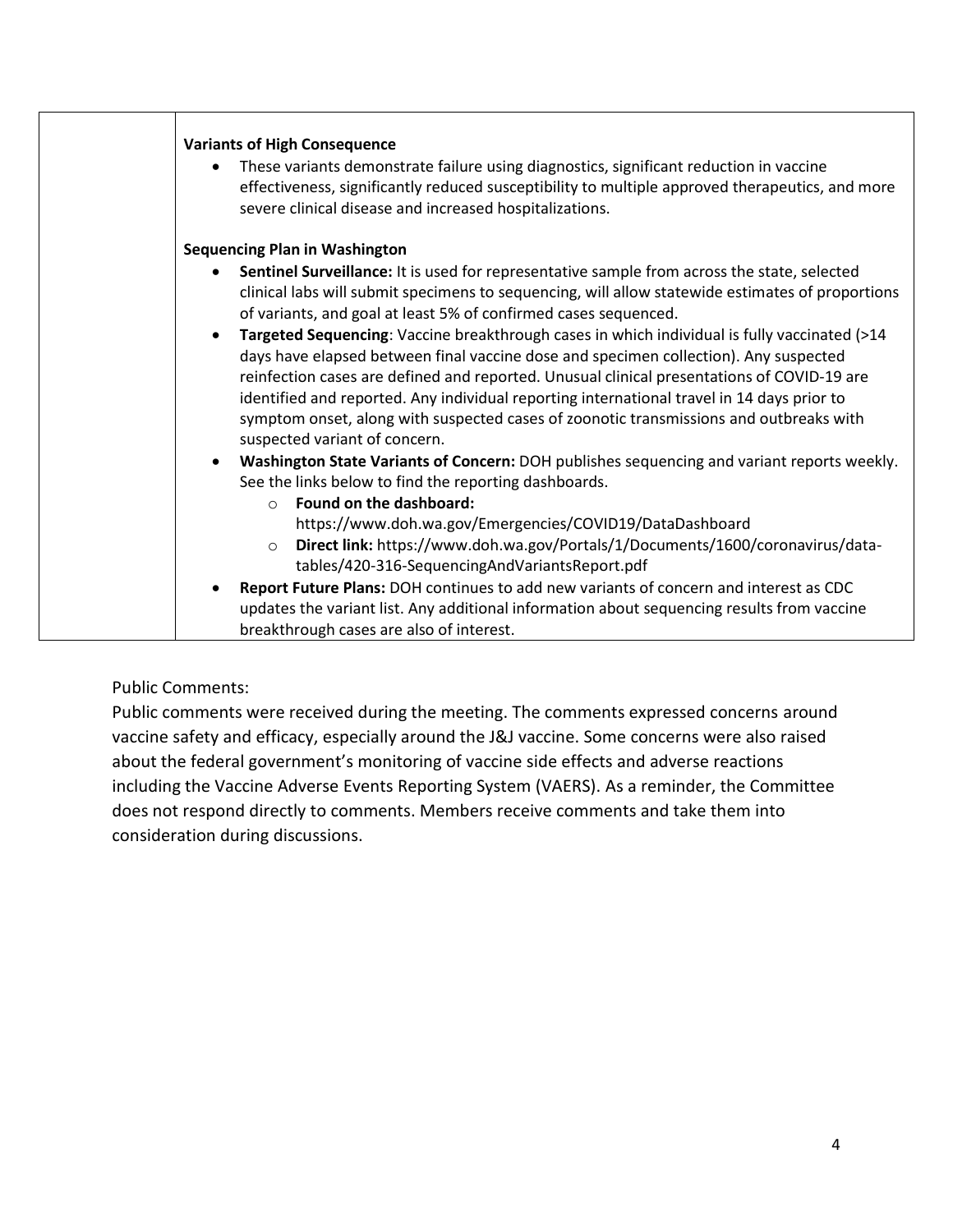| | |
|---|---|
| | **Variants of High Consequence**<br>• These variants demonstrate failure using diagnostics, significant reduction in vaccine effectiveness, significantly reduced susceptibility to multiple approved therapeutics, and more severe clinical disease and increased hospitalizations.<br><br>**Sequencing Plan in Washington**<br>• **Sentinel Surveillance:** It is used for representative sample from across the state, selected clinical labs will submit specimens to sequencing, will allow statewide estimates of proportions of variants, and goal at least 5% of confirmed cases sequenced.<br>• **Targeted Sequencing**: Vaccine breakthrough cases in which individual is fully vaccinated (>14 days have elapsed between final vaccine dose and specimen collection). Any suspected reinfection cases are defined and reported. Unusual clinical presentations of COVID-19 are identified and reported. Any individual reporting international travel in 14 days prior to symptom onset, along with suspected cases of zoonotic transmissions and outbreaks with suspected variant of concern.<br>• **Washington State Variants of Concern:** DOH publishes sequencing and variant reports weekly. See the links below to find the reporting dashboards.<br>  ○ **Found on the dashboard:** https://www.doh.wa.gov/Emergencies/COVID19/DataDashboard<br>  ○ **Direct link:** https://www.doh.wa.gov/Portals/1/Documents/1600/coronavirus/data-tables/420-316-SequencingAndVariantsReport.pdf<br>• **Report Future Plans:** DOH continues to add new variants of concern and interest as CDC updates the variant list. Any additional information about sequencing results from vaccine breakthrough cases are also of interest. |

Public Comments:

Public comments were received during the meeting. The comments expressed concerns around vaccine safety and efficacy, especially around the J&J vaccine. Some concerns were also raised about the federal government's monitoring of vaccine side effects and adverse reactions including the Vaccine Adverse Events Reporting System (VAERS). As a reminder, the Committee does not respond directly to comments. Members receive comments and take them into consideration during discussions.